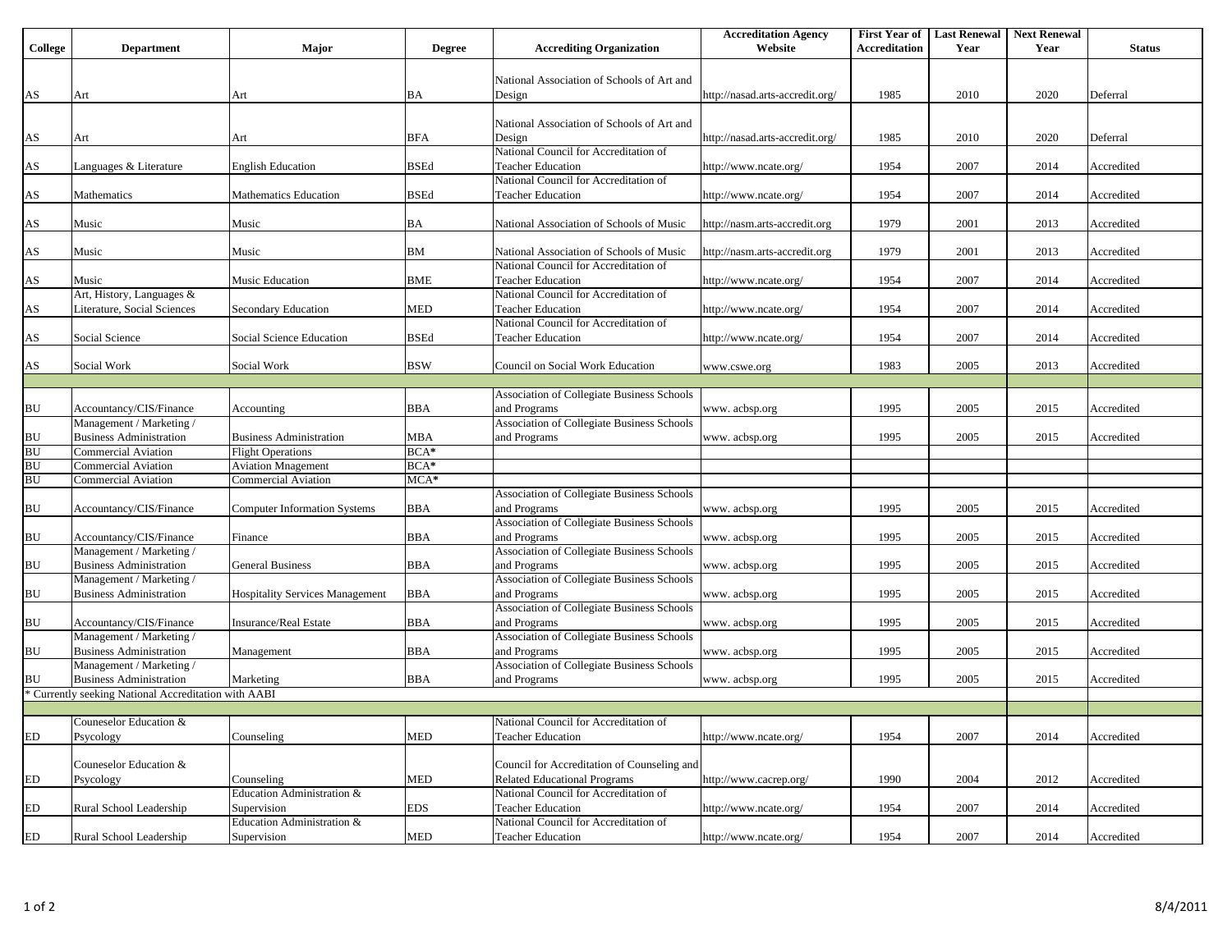| College | Department | Major | Degree | Accrediting Organization | Accreditation Agency Website | First Year of Accreditation | Last Renewal Year | Next Renewal Year | Status |
|---|---|---|---|---|---|---|---|---|---|
| AS | Art | Art | BA | National Association of Schools of Art and Design | http://nasad.arts-accredit.org/ | 1985 | 2010 | 2020 | Deferral |
| AS | Art | Art | BFA | National Association of Schools of Art and Design | http://nasad.arts-accredit.org/ | 1985 | 2010 | 2020 | Deferral |
| AS | Languages & Literature | English Education | BSEd | National Council for Accreditation of Teacher Education | http://www.ncate.org/ | 1954 | 2007 | 2014 | Accredited |
| AS | Mathematics | Mathematics Education | BSEd | National Council for Accreditation of Teacher Education | http://www.ncate.org/ | 1954 | 2007 | 2014 | Accredited |
| AS | Music | Music | BA | National Association of Schools of Music | http://nasm.arts-accredit.org | 1979 | 2001 | 2013 | Accredited |
| AS | Music | Music | BM | National Association of Schools of Music | http://nasm.arts-accredit.org | 1979 | 2001 | 2013 | Accredited |
| AS | Music | Music Education | BME | National Council for Accreditation of Teacher Education | http://www.ncate.org/ | 1954 | 2007 | 2014 | Accredited |
| AS | Art, History, Languages & Literature, Social Sciences | Secondary Education | MED | National Council for Accreditation of Teacher Education | http://www.ncate.org/ | 1954 | 2007 | 2014 | Accredited |
| AS | Social Science | Social Science Education | BSEd | National Council for Accreditation of Teacher Education | http://www.ncate.org/ | 1954 | 2007 | 2014 | Accredited |
| AS | Social Work | Social Work | BSW | Council on Social Work Education | www.cswe.org | 1983 | 2005 | 2013 | Accredited |
| | | | | | | | | | |
| BU | Accountancy/CIS/Finance | Accounting | BBA | Association of Collegiate Business Schools and Programs | www. acbsp.org | 1995 | 2005 | 2015 | Accredited |
| BU | Management / Marketing / Business Administration | Business Administration | MBA | Association of Collegiate Business Schools and Programs | www. acbsp.org | 1995 | 2005 | 2015 | Accredited |
| BU | Commercial Aviation | Flight Operations | BCA* | | | | | | |
| BU | Commercial Aviation | Aviation Mnagement | BCA* | | | | | | |
| BU | Commercial Aviation | Commercial Aviation | MCA* | | | | | | |
| BU | Accountancy/CIS/Finance | Computer Information Systems | BBA | Association of Collegiate Business Schools and Programs | www. acbsp.org | 1995 | 2005 | 2015 | Accredited |
| BU | Accountancy/CIS/Finance | Finance | BBA | Association of Collegiate Business Schools and Programs | www. acbsp.org | 1995 | 2005 | 2015 | Accredited |
| BU | Management / Marketing / Business Administration | General Business | BBA | Association of Collegiate Business Schools and Programs | www. acbsp.org | 1995 | 2005 | 2015 | Accredited |
| BU | Management / Marketing / Business Administration | Hospitality Services Management | BBA | Association of Collegiate Business Schools and Programs | www. acbsp.org | 1995 | 2005 | 2015 | Accredited |
| BU | Accountancy/CIS/Finance | Insurance/Real Estate | BBA | Association of Collegiate Business Schools and Programs | www. acbsp.org | 1995 | 2005 | 2015 | Accredited |
| BU | Management / Marketing / Business Administration | Management | BBA | Association of Collegiate Business Schools and Programs | www. acbsp.org | 1995 | 2005 | 2015 | Accredited |
| BU | Management / Marketing / Business Administration | Marketing | BBA | Association of Collegiate Business Schools and Programs | www. acbsp.org | 1995 | 2005 | 2015 | Accredited |
| * Currently seeking National Accreditation with AABI | | | | | | | | | |
| | | | | | | | | | |
| ED | Couneselor Education & Psycology | Counseling | MED | National Council for Accreditation of Teacher Education | http://www.ncate.org/ | 1954 | 2007 | 2014 | Accredited |
| ED | Couneselor Education & Psycology | Counseling | MED | Council for Accreditation of Counseling and Related Educational Programs | http://www.cacrep.org/ | 1990 | 2004 | 2012 | Accredited |
| ED | Rural School Leadership | Education Administration & Supervision | EDS | National Council for Accreditation of Teacher Education | http://www.ncate.org/ | 1954 | 2007 | 2014 | Accredited |
| ED | Rural School Leadership | Education Administration & Supervision | MED | National Council for Accreditation of Teacher Education | http://www.ncate.org/ | 1954 | 2007 | 2014 | Accredited |

8/4/2011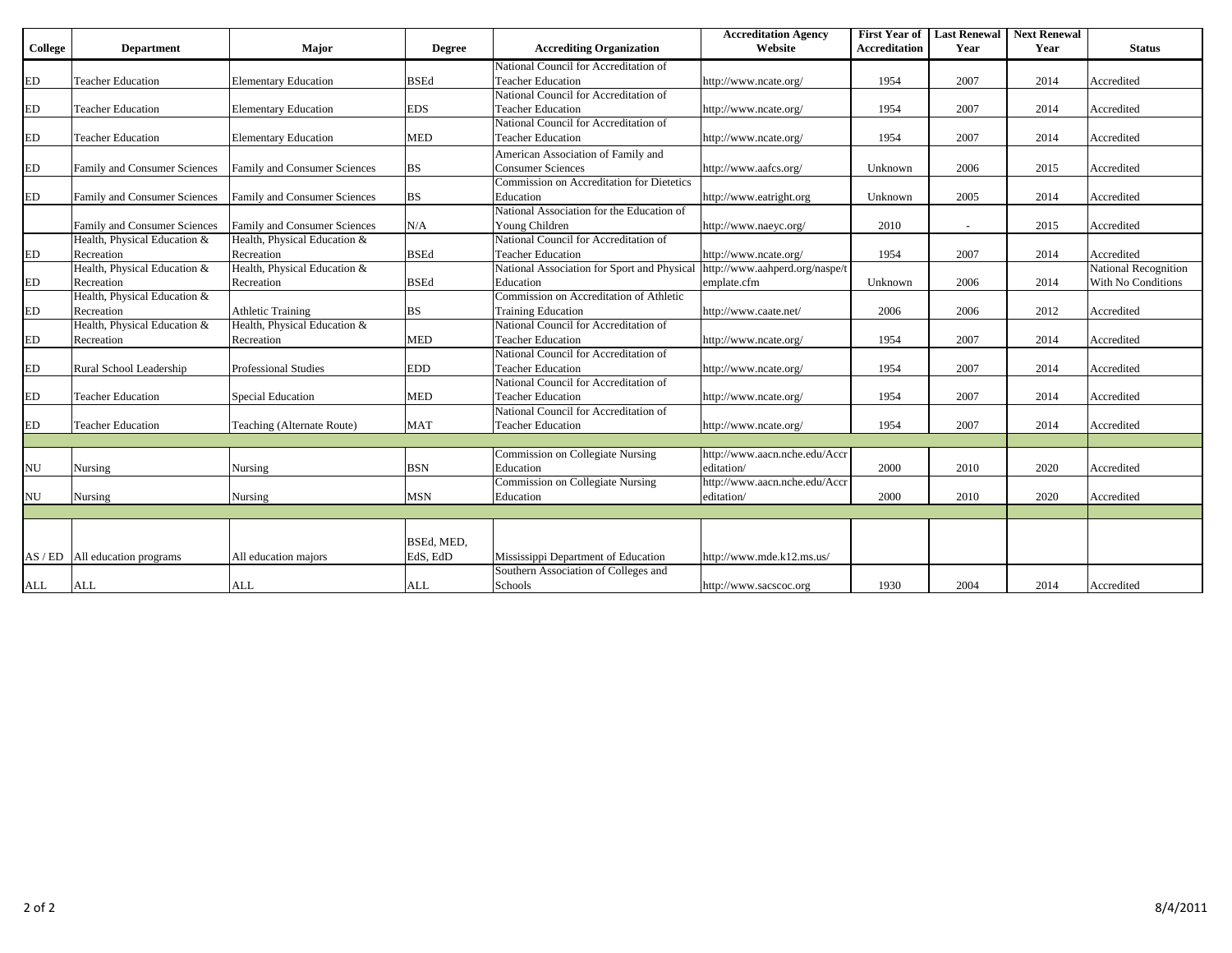| College | Department | Major | Degree | Accrediting Organization | Accreditation Agency Website | First Year of Accreditation | Last Renewal Year | Next Renewal Year | Status |
|---|---|---|---|---|---|---|---|---|---|
| ED | Teacher Education | Elementary Education | BSEd | National Council for Accreditation of Teacher Education | http://www.ncate.org/ | 1954 | 2007 | 2014 | Accredited |
| ED | Teacher Education | Elementary Education | EDS | National Council for Accreditation of Teacher Education | http://www.ncate.org/ | 1954 | 2007 | 2014 | Accredited |
| ED | Teacher Education | Elementary Education | MED | National Council for Accreditation of Teacher Education | http://www.ncate.org/ | 1954 | 2007 | 2014 | Accredited |
| ED | Family and Consumer Sciences | Family and Consumer Sciences | BS | American Association of Family and Consumer Sciences | http://www.aafcs.org/ | Unknown | 2006 | 2015 | Accredited |
| ED | Family and Consumer Sciences | Family and Consumer Sciences | BS | Commission on Accreditation for Dietetics Education | http://www.eatright.org | Unknown | 2005 | 2014 | Accredited |
| | Family and Consumer Sciences | Family and Consumer Sciences | N/A | National Association for the Education of Young Children | http://www.naeyc.org/ | 2010 | - | 2015 | Accredited |
| ED | Health, Physical Education & Recreation | Health, Physical Education & Recreation | BSEd | National Council for Accreditation of Teacher Education | http://www.ncate.org/ | 1954 | 2007 | 2014 | Accredited |
| ED | Health, Physical Education & Recreation | Health, Physical Education & Recreation | BSEd | National Association for Sport and Physical Education | http://www.aahperd.org/naspe/template.cfm | Unknown | 2006 | 2014 | National Recognition With No Conditions |
| ED | Health, Physical Education & Recreation | Athletic Training | BS | Commission on Accreditation of Athletic Training Education | http://www.caate.net/ | 2006 | 2006 | 2012 | Accredited |
| ED | Health, Physical Education & Recreation | Health, Physical Education & Recreation | MED | National Council for Accreditation of Teacher Education | http://www.ncate.org/ | 1954 | 2007 | 2014 | Accredited |
| ED | Rural School Leadership | Professional Studies | EDD | National Council for Accreditation of Teacher Education | http://www.ncate.org/ | 1954 | 2007 | 2014 | Accredited |
| ED | Teacher Education | Special Education | MED | National Council for Accreditation of Teacher Education | http://www.ncate.org/ | 1954 | 2007 | 2014 | Accredited |
| ED | Teacher Education | Teaching (Alternate Route) | MAT | National Council for Accreditation of Teacher Education | http://www.ncate.org/ | 1954 | 2007 | 2014 | Accredited |
| | | | | | | | | | |
| NU | Nursing | Nursing | BSN | Commission on Collegiate Nursing Education | http://www.aacn.nche.edu/Accreditation/ | 2000 | 2010 | 2020 | Accredited |
| NU | Nursing | Nursing | MSN | Commission on Collegiate Nursing Education | http://www.aacn.nche.edu/Accreditation/ | 2000 | 2010 | 2020 | Accredited |
| | | | | | | | | | |
| AS / ED | All education programs | All education majors | BSEd, MED, EdS, EdD | Mississippi Department of Education | http://www.mde.k12.ms.us/ | | | | |
| ALL | ALL | ALL | ALL | Southern Association of Colleges and Schools | http://www.sacscoc.org | 1930 | 2004 | 2014 | Accredited |

8/4/2011